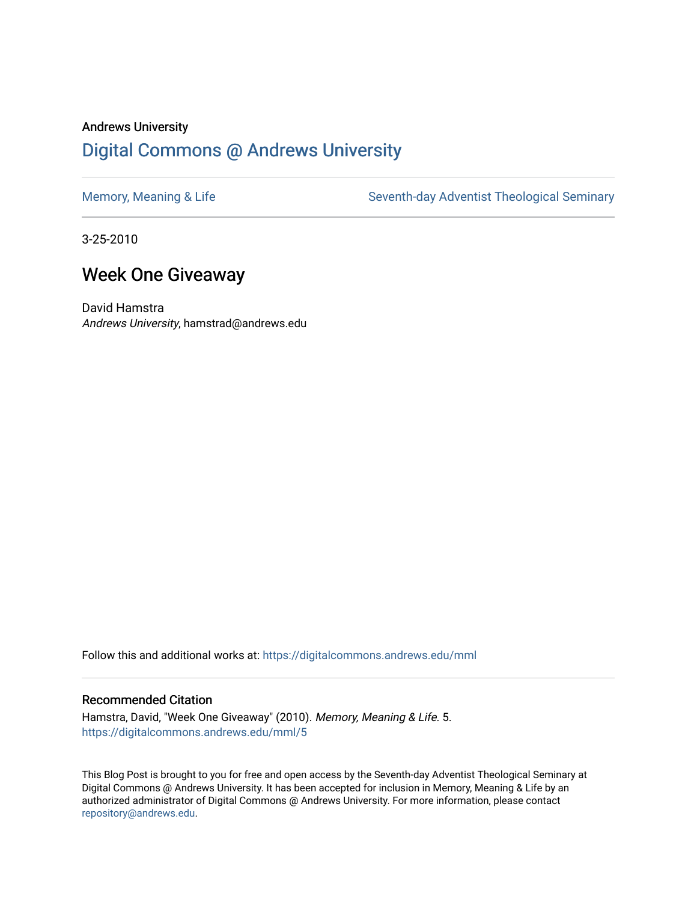Andrews University

# Digital Commons @ Andrews University

Memory, Meaning & Life

Seventh-day Adventist Theological Seminary

3-25-2010

## Week One Giveaway

David Hamstra
*Andrews University*, hamstrad@andrews.edu

Follow this and additional works at: https://digitalcommons.andrews.edu/mml

### Recommended Citation

Hamstra, David, "Week One Giveaway" (2010). *Memory, Meaning & Life.* 5.
https://digitalcommons.andrews.edu/mml/5

This Blog Post is brought to you for free and open access by the Seventh-day Adventist Theological Seminary at Digital Commons @ Andrews University. It has been accepted for inclusion in Memory, Meaning & Life by an authorized administrator of Digital Commons @ Andrews University. For more information, please contact repository@andrews.edu.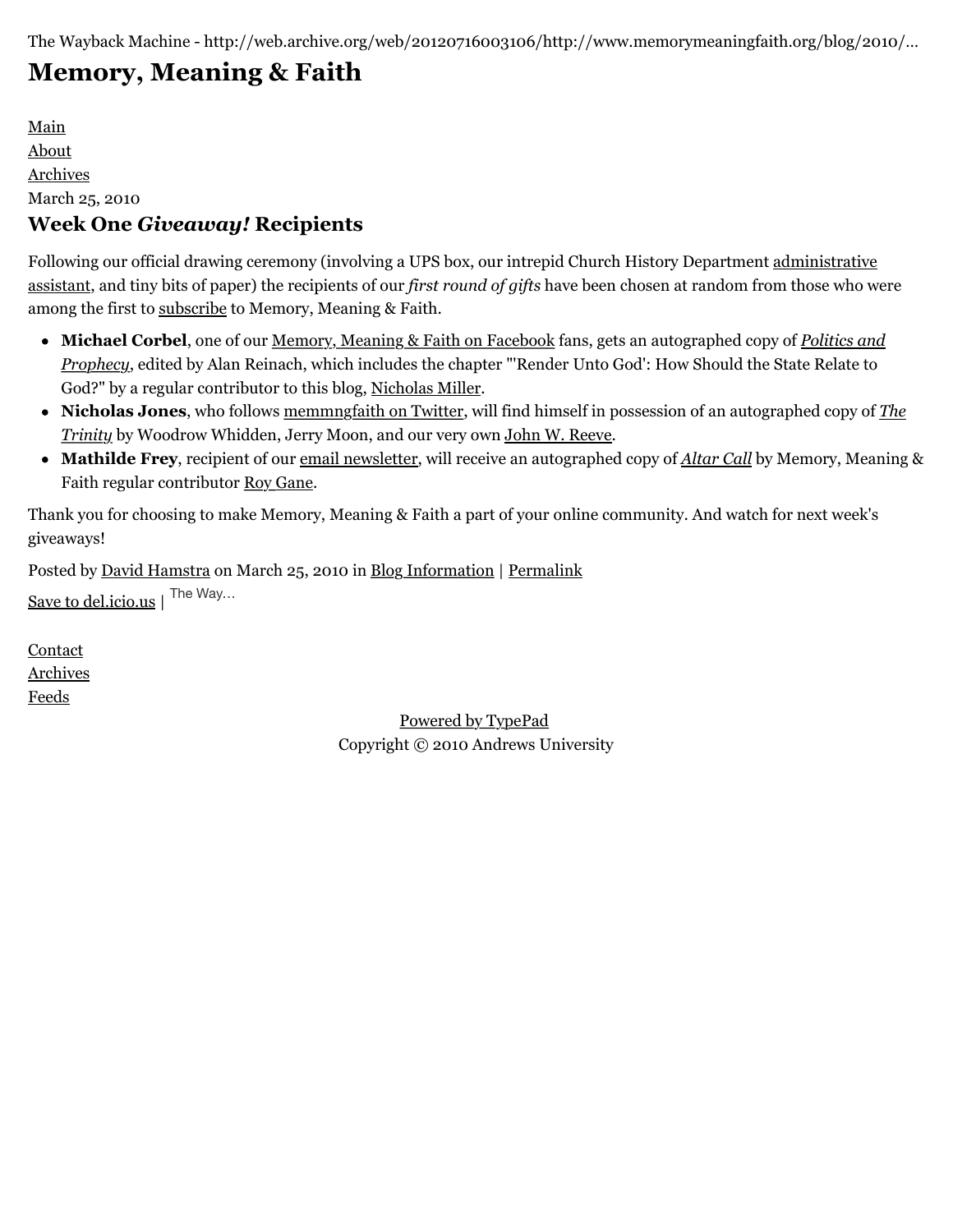# Memory, Meaning & Faith

Main
About
Archives

March 25, 2010

## Week One *Giveaway!* Recipients

Following our official drawing ceremony (involving a UPS box, our intrepid Church History Department administrative assistant, and tiny bits of paper) the recipients of our *first round of gifts* have been chosen at random from those who were among the first to subscribe to Memory, Meaning & Faith.

- **Michael Corbel**, one of our Memory, Meaning & Faith on Facebook fans, gets an autographed copy of *Politics and Prophecy*, edited by Alan Reinach, which includes the chapter "'Render Unto God': How Should the State Relate to God?" by a regular contributor to this blog, Nicholas Miller.
- **Nicholas Jones**, who follows memmngfaith on Twitter, will find himself in possession of an autographed copy of *The Trinity* by Woodrow Whidden, Jerry Moon, and our very own John W. Reeve.
- **Mathilde Frey**, recipient of our email newsletter, will receive an autographed copy of *Altar Call* by Memory, Meaning & Faith regular contributor Roy Gane.

Thank you for choosing to make Memory, Meaning & Faith a part of your online community. And watch for next week's giveaways!

Posted by David Hamstra on March 25, 2010 in Blog Information | Permalink

Save to del.icio.us | The Way...

Contact
Archives
Feeds

Powered by TypePad
Copyright © 2010 Andrews University